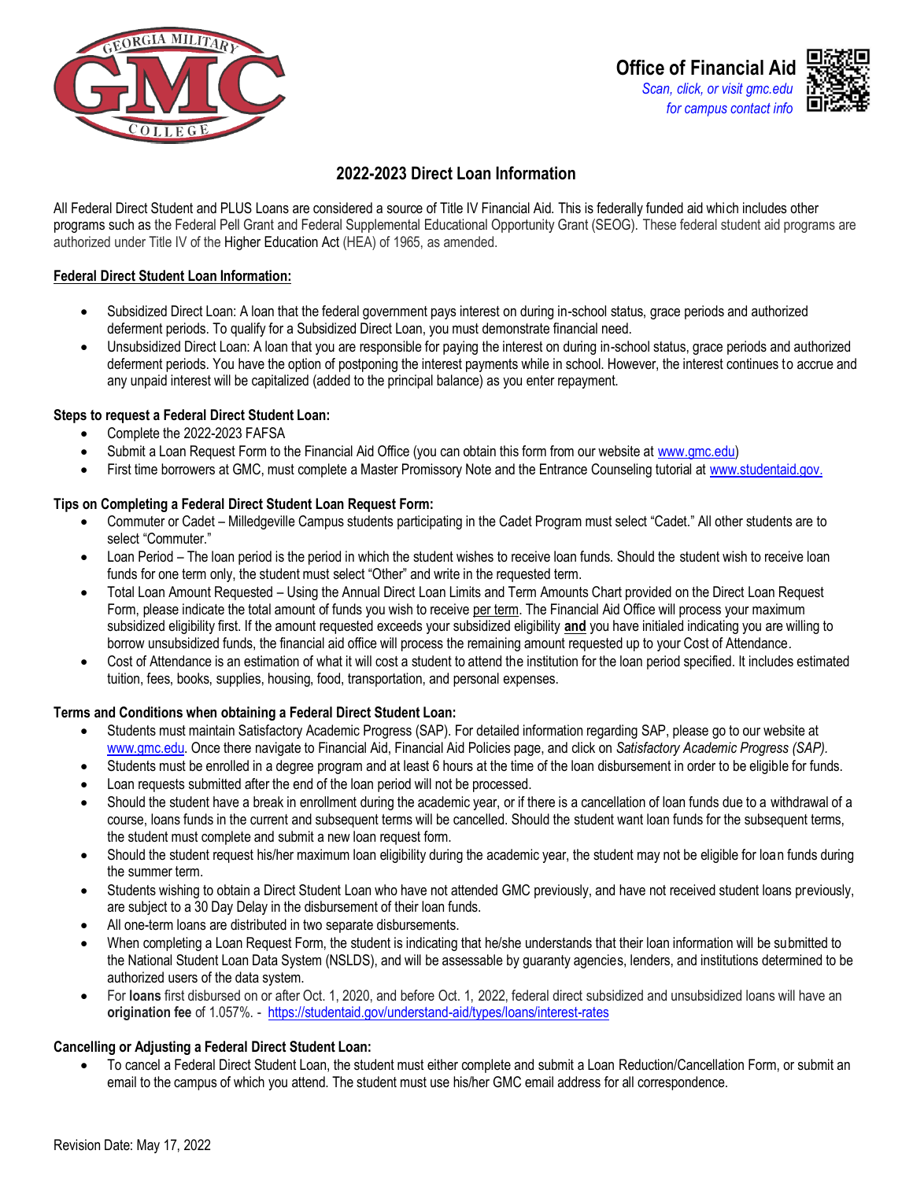GEORGIA MILITARY GMC COLLEGE

**Office of Financial Aid**
*Scan, click, or visit gmc.edu for campus contact info*

# 2022-2023 Direct Loan Information

All Federal Direct Student and PLUS Loans are considered a source of Title IV Financial Aid. This is federally funded aid which includes other programs such as the Federal Pell Grant and Federal Supplemental Educational Opportunity Grant (SEOG). These federal student aid programs are authorized under Title IV of the Higher Education Act (HEA) of 1965, as amended.

## Federal Direct Student Loan Information:

- Subsidized Direct Loan: A loan that the federal government pays interest on during in-school status, grace periods and authorized deferment periods. To qualify for a Subsidized Direct Loan, you must demonstrate financial need.
- Unsubsidized Direct Loan: A loan that you are responsible for paying the interest on during in-school status, grace periods and authorized deferment periods. You have the option of postponing the interest payments while in school. However, the interest continues to accrue and any unpaid interest will be capitalized (added to the principal balance) as you enter repayment.

### Steps to request a Federal Direct Student Loan:

- Complete the 2022-2023 FAFSA
- Submit a Loan Request Form to the Financial Aid Office (you can obtain this form from our website at www.gmc.edu)
- First time borrowers at GMC, must complete a Master Promissory Note and the Entrance Counseling tutorial at www.studentaid.gov.

### Tips on Completing a Federal Direct Student Loan Request Form:

- Commuter or Cadet – Milledgeville Campus students participating in the Cadet Program must select "Cadet." All other students are to select "Commuter."
- Loan Period – The loan period is the period in which the student wishes to receive loan funds. Should the student wish to receive loan funds for one term only, the student must select "Other" and write in the requested term.
- Total Loan Amount Requested – Using the Annual Direct Loan Limits and Term Amounts Chart provided on the Direct Loan Request Form, please indicate the total amount of funds you wish to receive per term. The Financial Aid Office will process your maximum subsidized eligibility first. If the amount requested exceeds your subsidized eligibility **and** you have initialed indicating you are willing to borrow unsubsidized funds, the financial aid office will process the remaining amount requested up to your Cost of Attendance.
- Cost of Attendance is an estimation of what it will cost a student to attend the institution for the loan period specified. It includes estimated tuition, fees, books, supplies, housing, food, transportation, and personal expenses.

### Terms and Conditions when obtaining a Federal Direct Student Loan:

- Students must maintain Satisfactory Academic Progress (SAP). For detailed information regarding SAP, please go to our website at www.gmc.edu. Once there navigate to Financial Aid, Financial Aid Policies page, and click on *Satisfactory Academic Progress (SAP).*
- Students must be enrolled in a degree program and at least 6 hours at the time of the loan disbursement in order to be eligible for funds.
- Loan requests submitted after the end of the loan period will not be processed.
- Should the student have a break in enrollment during the academic year, or if there is a cancellation of loan funds due to a withdrawal of a course, loans funds in the current and subsequent terms will be cancelled. Should the student want loan funds for the subsequent terms, the student must complete and submit a new loan request form.
- Should the student request his/her maximum loan eligibility during the academic year, the student may not be eligible for loan funds during the summer term.
- Students wishing to obtain a Direct Student Loan who have not attended GMC previously, and have not received student loans previously, are subject to a 30 Day Delay in the disbursement of their loan funds.
- All one-term loans are distributed in two separate disbursements.
- When completing a Loan Request Form, the student is indicating that he/she understands that their loan information will be submitted to the National Student Loan Data System (NSLDS), and will be assessable by guaranty agencies, lenders, and institutions determined to be authorized users of the data system.
- For **loans** first disbursed on or after Oct. 1, 2020, and before Oct. 1, 2022, federal direct subsidized and unsubsidized loans will have an **origination fee** of 1.057%. - https://studentaid.gov/understand-aid/types/loans/interest-rates

### Cancelling or Adjusting a Federal Direct Student Loan:

- To cancel a Federal Direct Student Loan, the student must either complete and submit a Loan Reduction/Cancellation Form, or submit an email to the campus of which you attend. The student must use his/her GMC email address for all correspondence.

Revision Date: May 17, 2022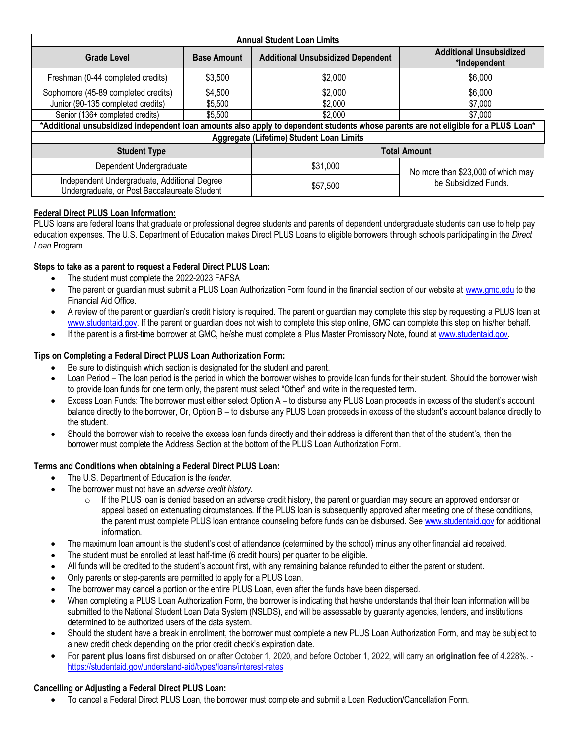| Annual Student Loan Limits | | | |
|---|---|---|---|
| **Grade Level** | **Base Amount** | **Additional Unsubsidized Dependent** | **Additional Unsubsidized *Independent** |
| Freshman (0-44 completed credits) | $3,500 | $2,000 | $6,000 |
| Sophomore (45-89 completed credits) | $4,500 | $2,000 | $6,000 |
| Junior (90-135 completed credits) | $5,500 | $2,000 | $7,000 |
| Senior (136+ completed credits) | $5,500 | $2,000 | $7,000 |
| ***Additional unsubsidized independent loan amounts also apply to dependent students whose parents are not eligible for a PLUS Loan*** | | | |
| **Aggregate (Lifetime) Student Loan Limits** | | | |
| **Student Type** | | **Total Amount** | |
| Dependent Undergraduate | | $31,000 | No more than $23,000 of which may be Subsidized Funds. |
| Independent Undergraduate, Additional Degree Undergraduate, or Post Baccalaureate Student | | $57,500 | |

**Federal Direct PLUS Loan Information:**

PLUS loans are federal loans that graduate or professional degree students and parents of dependent undergraduate students can use to help pay education expenses. The U.S. Department of Education makes Direct PLUS Loans to eligible borrowers through schools participating in the *Direct Loan* Program.

**Steps to take as a parent to request a Federal Direct PLUS Loan:**

- The student must complete the 2022-2023 FAFSA
- The parent or guardian must submit a PLUS Loan Authorization Form found in the financial section of our website at www.gmc.edu to the Financial Aid Office.
- A review of the parent or guardian's credit history is required. The parent or guardian may complete this step by requesting a PLUS loan at www.studentaid.gov. If the parent or guardian does not wish to complete this step online, GMC can complete this step on his/her behalf.
- If the parent is a first-time borrower at GMC, he/she must complete a Plus Master Promissory Note, found at www.studentaid.gov.

**Tips on Completing a Federal Direct PLUS Loan Authorization Form:**

- Be sure to distinguish which section is designated for the student and parent.
- Loan Period – The loan period is the period in which the borrower wishes to provide loan funds for their student. Should the borrower wish to provide loan funds for one term only, the parent must select "Other" and write in the requested term.
- Excess Loan Funds: The borrower must either select Option A – to disburse any PLUS Loan proceeds in excess of the student's account balance directly to the borrower, Or, Option B – to disburse any PLUS Loan proceeds in excess of the student's account balance directly to the student.
- Should the borrower wish to receive the excess loan funds directly and their address is different than that of the student's, then the borrower must complete the Address Section at the bottom of the PLUS Loan Authorization Form.

**Terms and Conditions when obtaining a Federal Direct PLUS Loan:**

- The U.S. Department of Education is the *lender*.
- The borrower must not have an *adverse credit history*.
  - If the PLUS loan is denied based on an adverse credit history, the parent or guardian may secure an approved endorser or appeal based on extenuating circumstances. If the PLUS loan is subsequently approved after meeting one of these conditions, the parent must complete PLUS loan entrance counseling before funds can be disbursed. See www.studentaid.gov for additional information.
- The maximum loan amount is the student's cost of attendance (determined by the school) minus any other financial aid received.
- The student must be enrolled at least half-time (6 credit hours) per quarter to be eligible.
- All funds will be credited to the student's account first, with any remaining balance refunded to either the parent or student.
- Only parents or step-parents are permitted to apply for a PLUS Loan.
- The borrower may cancel a portion or the entire PLUS Loan, even after the funds have been dispersed.
- When completing a PLUS Loan Authorization Form, the borrower is indicating that he/she understands that their loan information will be submitted to the National Student Loan Data System (NSLDS), and will be assessable by guaranty agencies, lenders, and institutions determined to be authorized users of the data system.
- Should the student have a break in enrollment, the borrower must complete a new PLUS Loan Authorization Form, and may be subject to a new credit check depending on the prior credit check's expiration date.
- For **parent plus loans** first disbursed on or after October 1, 2020, and before October 1, 2022, will carry an **origination fee** of 4.228%. - https://studentaid.gov/understand-aid/types/loans/interest-rates

**Cancelling or Adjusting a Federal Direct PLUS Loan:**

- To cancel a Federal Direct PLUS Loan, the borrower must complete and submit a Loan Reduction/Cancellation Form.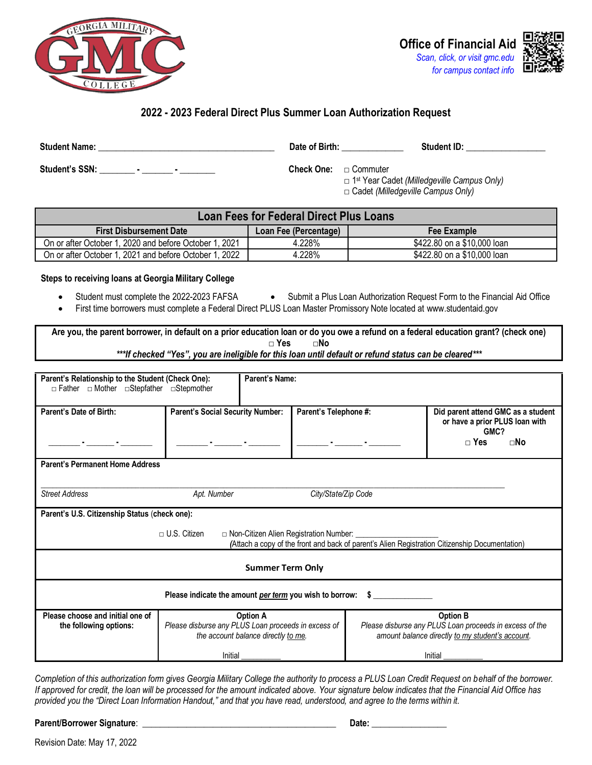GEORGIA MILITARY GMC COLLEGE

**Office of Financial Aid**
*Scan, click, or visit gmc.edu for campus contact info*

## 2022 - 2023 Federal Direct Plus Summer Loan Authorization Request

**Student Name:** ______________________________________ **Date of Birth:** _____________ **Student ID:** _________________

**Student's SSN:** ________ - _______ - ________

**Check One:** □ Commuter
□ 1st Year Cadet *(Milledgeville Campus Only)*
□ Cadet *(Milledgeville Campus Only)*

| Loan Fees for Federal Direct Plus Loans | | |
|---|---|---|
| **First Disbursement Date** | **Loan Fee (Percentage)** | **Fee Example** |
| On or after October 1, 2020 and before October 1, 2021 | 4.228% | $422.80 on a $10,000 loan |
| On or after October 1, 2021 and before October 1, 2022 | 4.228% | $422.80 on a $10,000 loan |

**Steps to receiving loans at Georgia Military College**

- Student must complete the 2022-2023 FAFSA
- Submit a Plus Loan Authorization Request Form to the Financial Aid Office
- First time borrowers must complete a Federal Direct PLUS Loan Master Promissory Note located at www.studentaid.gov

**Are you, the parent borrower, in default on a prior education loan or do you owe a refund on a federal education grant? (check one)**
□ **Yes** □**No**
***\*\*\*If checked "Yes", you are ineligible for this loan until default or refund status can be cleared\*\*\****

**Parent's Relationship to the Student (Check One):** □ Father □ Mother □Stepfather □Stepmother

**Parent's Name:**

| **Parent's Date of Birth:** | **Parent's Social Security Number:** | **Parent's Telephone #:** | **Did parent attend GMC as a student or have a prior PLUS loan with GMC?** |
|---|---|---|---|
| _______ - ______ - _______ | _______ - ______ - _______ | _______ - ______ - _______ | □ **Yes** □**No** |

**Parent's Permanent Home Address**

______________________________________________________________________________

*Street Address* *Apt. Number* *City/State/Zip Code*

**Parent's U.S. Citizenship Status** (**check one**):

□ U.S. Citizen □ Non-Citizen Alien Registration Number: ____________________
(Attach a copy of the front and back of parent's Alien Registration Citizenship Documentation)

**Summer Term Only**

**Please indicate the amount *per term* you wish to borrow: $** ______________

| **Please choose and initial one of the following options:** | **Option A** | **Option B** |
|---|---|---|
| | *Please disburse any PLUS Loan proceeds in excess of the account balance directly to me.* | *Please disburse any PLUS Loan proceeds in excess of the amount balance directly to my student's account.* |
| | Initial __________ | Initial __________ |

*Completion of this authorization form gives Georgia Military College the authority to process a PLUS Loan Credit Request on behalf of the borrower. If approved for credit, the loan will be processed for the amount indicated above. Your signature below indicates that the Financial Aid Office has provided you the "Direct Loan Information Handout," and that you have read, understood, and agree to the terms within it.*

**Parent/Borrower Signature**: ____________________________________________ **Date:** ________________

Revision Date: May 17, 2022